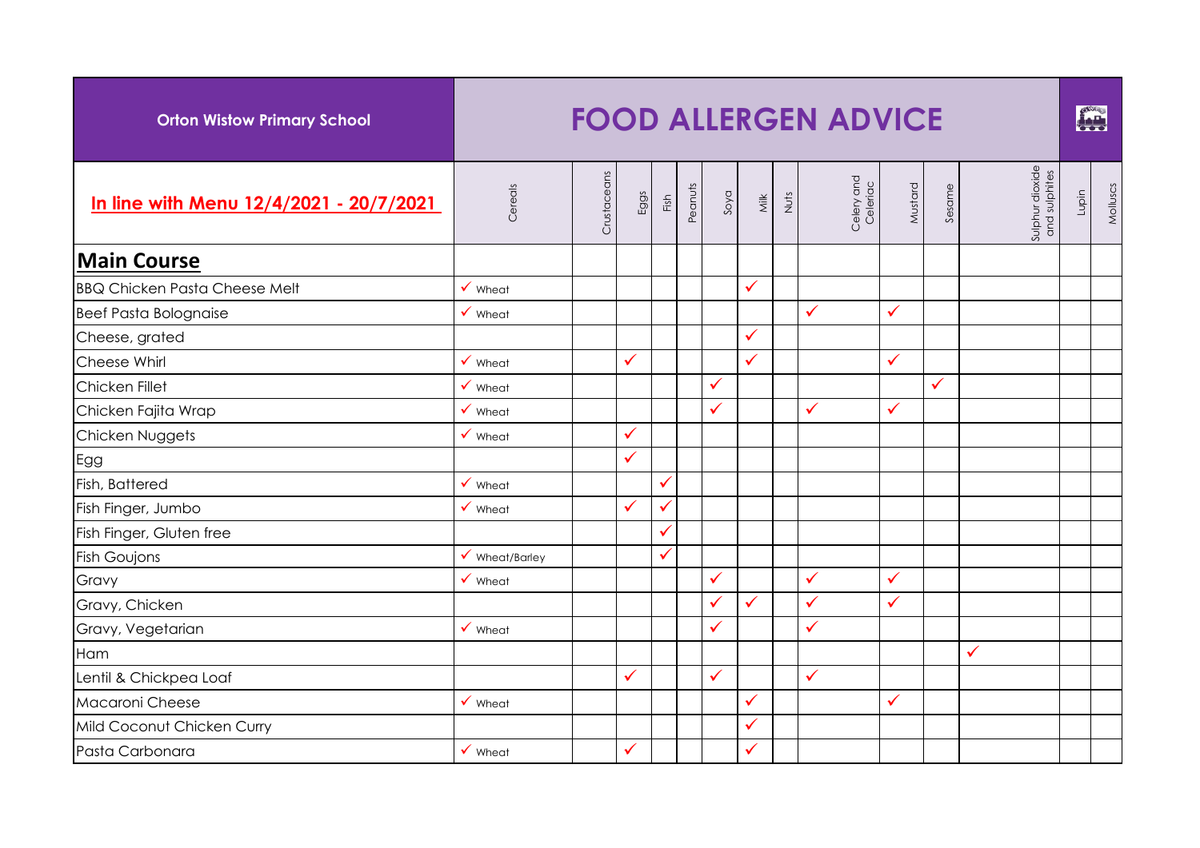| Orton Wistow Primary School | FOOD ALLERGEN ADVICE | | | | | | | | | | | | | |
|---|---|---|---|---|---|---|---|---|---|---|---|---|---|---|
| **In line with Menu 12/4/2021 - 20/7/2021** | Cereals | Crustaceans | Eggs | Fish | Peanuts | Soya | Milk | Nuts | Celery and Celeriac | Mustard | Sesame | Sulphur dioxide and sulphites | Lupin | Molluscs |
| **Main Course** | | | | | | | | | | | | | | |
| BBQ Chicken Pasta Cheese Melt | ✓ Wheat | | | | | | ✓ | | | | | | | |
| Beef Pasta Bolognaise | ✓ Wheat | | | | | | | | ✓ | ✓ | | | | |
| Cheese, grated | | | | | | | ✓ | | | | | | | |
| Cheese Whirl | ✓ Wheat | | ✓ | | | | ✓ | | | ✓ | | | | |
| Chicken Fillet | ✓ Wheat | | | | | ✓ | | | | | ✓ | | | |
| Chicken Fajita Wrap | ✓ Wheat | | | | | ✓ | | | ✓ | ✓ | | | | |
| Chicken Nuggets | ✓ Wheat | | ✓ | | | | | | | | | | | |
| Egg | | | ✓ | | | | | | | | | | | |
| Fish, Battered | ✓ Wheat | | | ✓ | | | | | | | | | | |
| Fish Finger, Jumbo | ✓ Wheat | | ✓ | ✓ | | | | | | | | | | |
| Fish Finger, Gluten free | | | | ✓ | | | | | | | | | | |
| Fish Goujons | ✓ Wheat/Barley | | | ✓ | | | | | | | | | | |
| Gravy | ✓ Wheat | | | | | ✓ | | | ✓ | ✓ | | | | |
| Gravy, Chicken | | | | | | ✓ | ✓ | | ✓ | ✓ | | | | |
| Gravy, Vegetarian | ✓ Wheat | | | | | ✓ | | | ✓ | | | | | |
| Ham | | | | | | | | | | | | ✓ | | |
| Lentil & Chickpea Loaf | | | ✓ | | | ✓ | | | ✓ | | | | | |
| Macaroni Cheese | ✓ Wheat | | | | | | ✓ | | | ✓ | | | | |
| Mild Coconut Chicken Curry | | | | | | | ✓ | | | | | | | |
| Pasta Carbonara | ✓ Wheat | | ✓ | | | | ✓ | | | | | | | |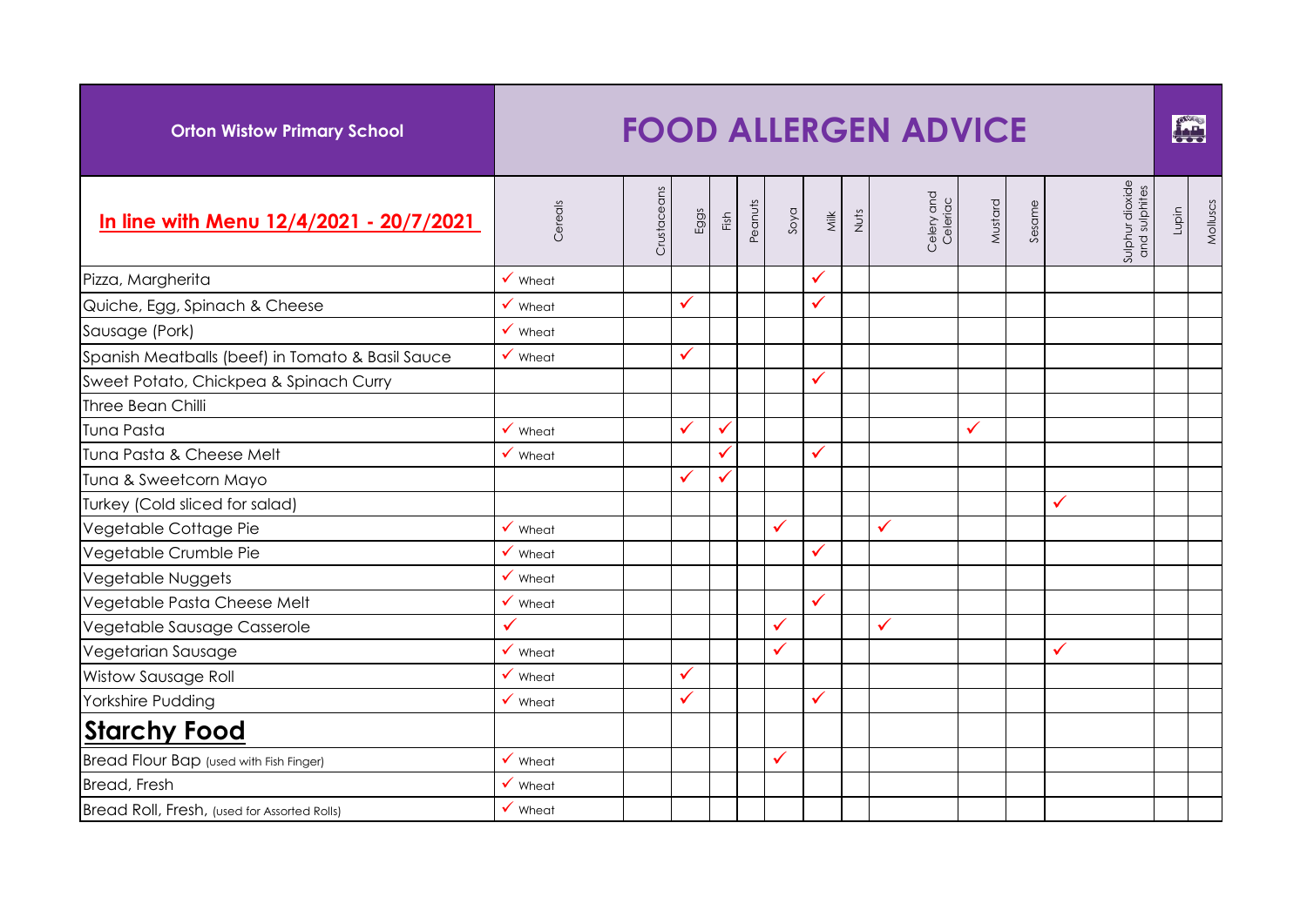| Orton Wistow Primary School | FOOD ALLERGEN ADVICE | | | | | | | | | | | | | |
|---|---|---|---|---|---|---|---|---|---|---|---|---|---|---|
| **In line with Menu 12/4/2021 - 20/7/2021** | Cereals | Crustaceans | Eggs | Fish | Peanuts | Soya | Milk | Nuts | Celery and Celeriac | Mustard | Sesame | Sulphur dioxide and sulphites | Lupin | Molluscs |
| Pizza, Margherita | ✓ Wheat | | | | | | ✓ | | | | | | | |
| Quiche, Egg, Spinach & Cheese | ✓ Wheat | | ✓ | | | | ✓ | | | | | | | |
| Sausage (Pork) | ✓ Wheat | | | | | | | | | | | | | |
| Spanish Meatballs (beef) in Tomato & Basil Sauce | ✓ Wheat | | ✓ | | | | | | | | | | | |
| Sweet Potato, Chickpea & Spinach Curry | | | | | | | ✓ | | | | | | | |
| Three Bean Chilli | | | | | | | | | | | | | | |
| Tuna Pasta | ✓ Wheat | | ✓ | ✓ | | | | | | ✓ | | | | |
| Tuna Pasta & Cheese Melt | ✓ Wheat | | | ✓ | | | ✓ | | | | | | | |
| Tuna & Sweetcorn Mayo | | | ✓ | ✓ | | | | | | | | | | |
| Turkey (Cold sliced for salad) | | | | | | | | | | | | ✓ | | |
| Vegetable Cottage Pie | ✓ Wheat | | | | | ✓ | | | ✓ | | | | | |
| Vegetable Crumble Pie | ✓ Wheat | | | | | | ✓ | | | | | | | |
| Vegetable Nuggets | ✓ Wheat | | | | | | | | | | | | | |
| Vegetable Pasta Cheese Melt | ✓ Wheat | | | | | | ✓ | | | | | | | |
| Vegetable Sausage Casserole | ✓ | | | | | ✓ | | | ✓ | | | | | |
| Vegetarian Sausage | ✓ Wheat | | | | | ✓ | | | | | | ✓ | | |
| Wistow Sausage Roll | ✓ Wheat | | ✓ | | | | | | | | | | | |
| Yorkshire Pudding | ✓ Wheat | | ✓ | | | | ✓ | | | | | | | |
| **Starchy Food** | | | | | | | | | | | | | | |
| Bread Flour Bap (used with Fish Finger) | ✓ Wheat | | | | | ✓ | | | | | | | | |
| Bread, Fresh | ✓ Wheat | | | | | | | | | | | | | |
| Bread Roll, Fresh, (used for Assorted Rolls) | ✓ Wheat | | | | | | | | | | | | | |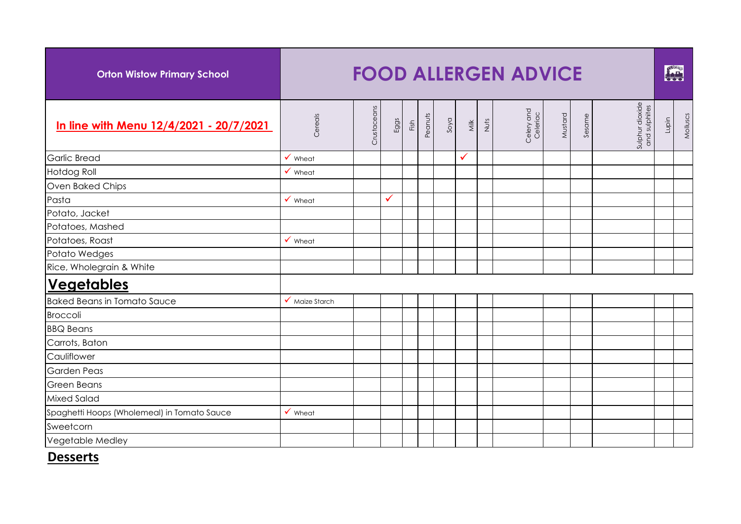| Orton Wistow Primary School | FOOD ALLERGEN ADVICE | | | | | | | | | | | | | |
|---|---|---|---|---|---|---|---|---|---|---|---|---|---|---|
| **In line with Menu 12/4/2021 - 20/7/2021** | Cereals | Crustaceans | Eggs | Fish | Peanuts | Soya | Milk | Nuts | Celery and Celeriac | Mustard | Sesame | Sulphur dioxide and sulphites | Lupin | Molluscs |
| Garlic Bread | ✓ Wheat | | | | | | ✓ | | | | | | | |
| Hotdog Roll | ✓ Wheat | | | | | | | | | | | | | |
| Oven Baked Chips | | | | | | | | | | | | | | |
| Pasta | ✓ Wheat | | ✓ | | | | | | | | | | | |
| Potato, Jacket | | | | | | | | | | | | | | |
| Potatoes, Mashed | | | | | | | | | | | | | | |
| Potatoes, Roast | ✓ Wheat | | | | | | | | | | | | | |
| Potato Wedges | | | | | | | | | | | | | | |
| Rice, Wholegrain & White | | | | | | | | | | | | | | |
| **Vegetables** | | | | | | | | | | | | | | |
| Baked Beans in Tomato Sauce | ✓ Maize Starch | | | | | | | | | | | | | |
| Broccoli | | | | | | | | | | | | | | |
| BBQ Beans | | | | | | | | | | | | | | |
| Carrots, Baton | | | | | | | | | | | | | | |
| Cauliflower | | | | | | | | | | | | | | |
| Garden Peas | | | | | | | | | | | | | | |
| Green Beans | | | | | | | | | | | | | | |
| Mixed Salad | | | | | | | | | | | | | | |
| Spaghetti Hoops (Wholemeal) in Tomato Sauce | ✓ Wheat | | | | | | | | | | | | | |
| Sweetcorn | | | | | | | | | | | | | | |
| Vegetable Medley | | | | | | | | | | | | | | |

**Desserts**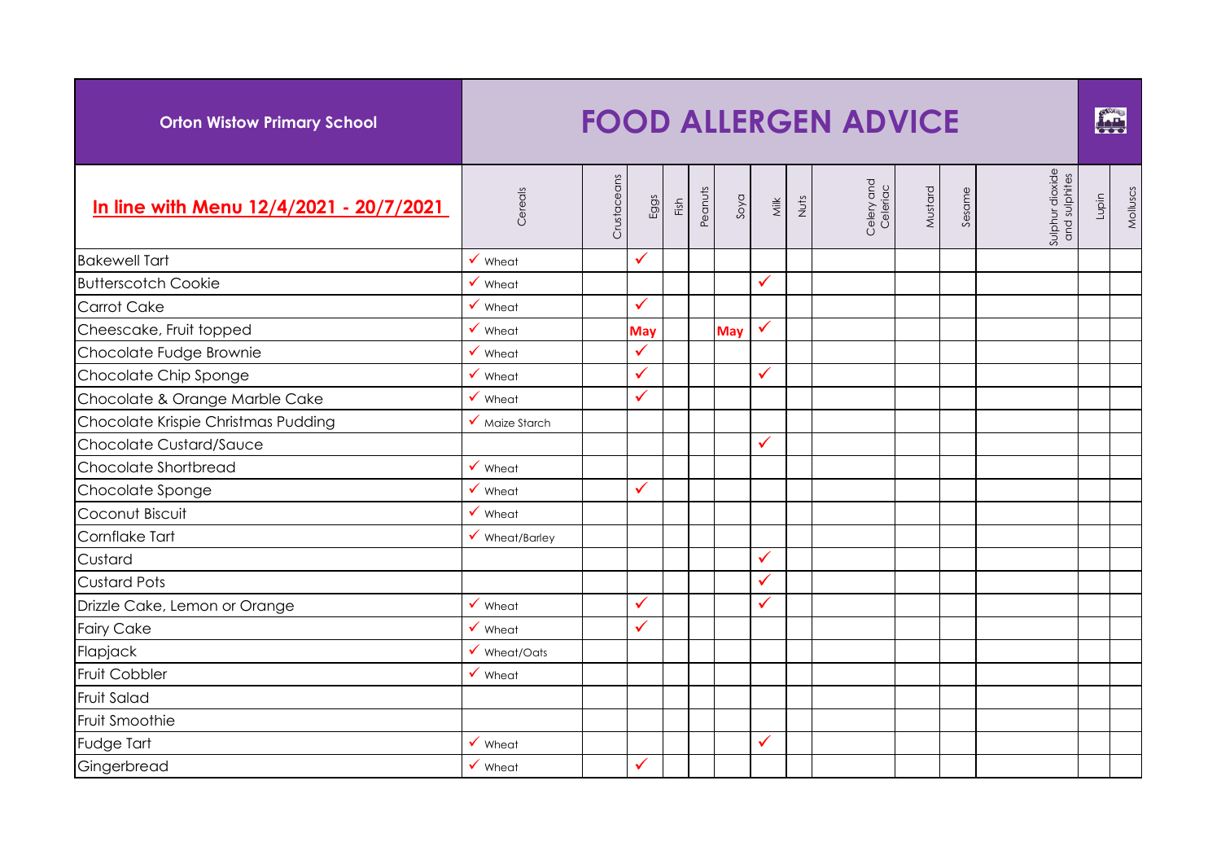| Orton Wistow Primary School | FOOD ALLERGEN ADVICE | | | | | | | | | | | | | |
|---|---|---|---|---|---|---|---|---|---|---|---|---|---|---|
| **In line with Menu 12/4/2021 - 20/7/2021** | Cereals | Crustaceans | Eggs | Fish | Peanuts | Soya | Milk | Nuts | Celery and Celeriac | Mustard | Sesame | Sulphur dioxide and sulphites | Lupin | Molluscs |
| Bakewell Tart | ✓ Wheat | | ✓ | | | | | | | | | | | |
| Butterscotch Cookie | ✓ Wheat | | | | | | ✓ | | | | | | | |
| Carrot Cake | ✓ Wheat | | ✓ | | | | | | | | | | | |
| Cheescake, Fruit topped | ✓ Wheat | | May | | | May | ✓ | | | | | | | |
| Chocolate Fudge Brownie | ✓ Wheat | | ✓ | | | | | | | | | | | |
| Chocolate Chip Sponge | ✓ Wheat | | ✓ | | | | ✓ | | | | | | | |
| Chocolate & Orange Marble Cake | ✓ Wheat | | ✓ | | | | | | | | | | | |
| Chocolate Krispie Christmas Pudding | ✓ Maize Starch | | | | | | | | | | | | | |
| Chocolate Custard/Sauce | | | | | | | ✓ | | | | | | | |
| Chocolate Shortbread | ✓ Wheat | | | | | | | | | | | | | |
| Chocolate Sponge | ✓ Wheat | | ✓ | | | | | | | | | | | |
| Coconut Biscuit | ✓ Wheat | | | | | | | | | | | | | |
| Cornflake Tart | ✓ Wheat/Barley | | | | | | | | | | | | | |
| Custard | | | | | | | ✓ | | | | | | | |
| Custard Pots | | | | | | | ✓ | | | | | | | |
| Drizzle Cake, Lemon or Orange | ✓ Wheat | | ✓ | | | | ✓ | | | | | | | |
| Fairy Cake | ✓ Wheat | | ✓ | | | | | | | | | | | |
| Flapjack | ✓ Wheat/Oats | | | | | | | | | | | | | |
| Fruit Cobbler | ✓ Wheat | | | | | | | | | | | | | |
| Fruit Salad | | | | | | | | | | | | | | |
| Fruit Smoothie | | | | | | | | | | | | | | |
| Fudge Tart | ✓ Wheat | | | | | | ✓ | | | | | | | |
| Gingerbread | ✓ Wheat | | ✓ | | | | | | | | | | | |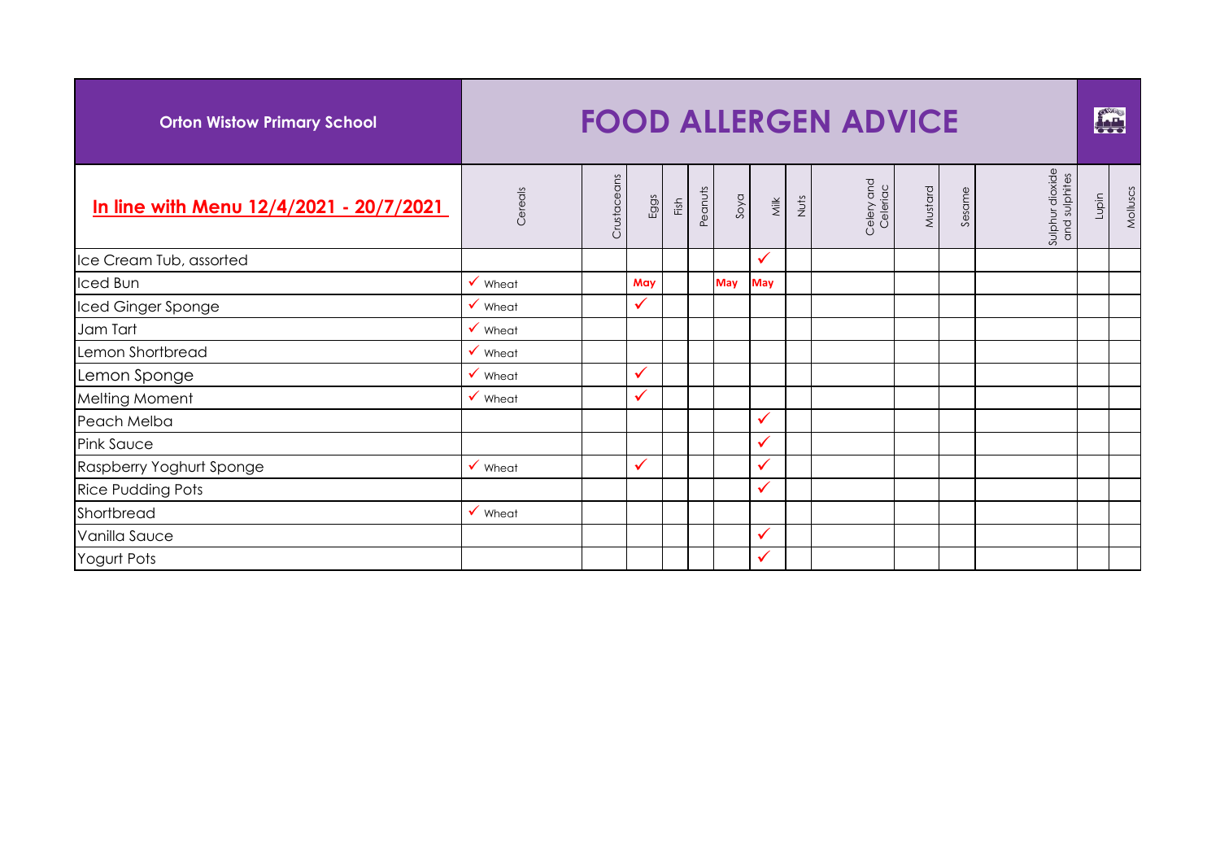| Orton Wistow Primary School | FOOD ALLERGEN ADVICE | | | | | | | | | | | | | |
|---|---|---|---|---|---|---|---|---|---|---|---|---|---|---|
| In line with Menu 12/4/2021 - 20/7/2021 | Cereals | Crustaceans | Eggs | Fish | Peanuts | Soya | Milk | Nuts | Celery and Celeriac | Mustard | Sesame | Sulphur dioxide and sulphites | Lupin | Molluscs |
| Ice Cream Tub, assorted | | | | | | | ✓ | | | | | | | |
| Iced Bun | ✓ Wheat | | May | | | May | May | | | | | | | |
| Iced Ginger Sponge | ✓ Wheat | | ✓ | | | | | | | | | | | |
| Jam Tart | ✓ Wheat | | | | | | | | | | | | | |
| Lemon Shortbread | ✓ Wheat | | | | | | | | | | | | | |
| Lemon Sponge | ✓ Wheat | | ✓ | | | | | | | | | | | |
| Melting Moment | ✓ Wheat | | ✓ | | | | | | | | | | | |
| Peach Melba | | | | | | | ✓ | | | | | | | |
| Pink Sauce | | | | | | | ✓ | | | | | | | |
| Raspberry Yoghurt Sponge | ✓ Wheat | | ✓ | | | | ✓ | | | | | | | |
| Rice Pudding Pots | | | | | | | ✓ | | | | | | | |
| Shortbread | ✓ Wheat | | | | | | | | | | | | | |
| Vanilla Sauce | | | | | | | ✓ | | | | | | | |
| Yogurt Pots | | | | | | | ✓ | | | | | | | |